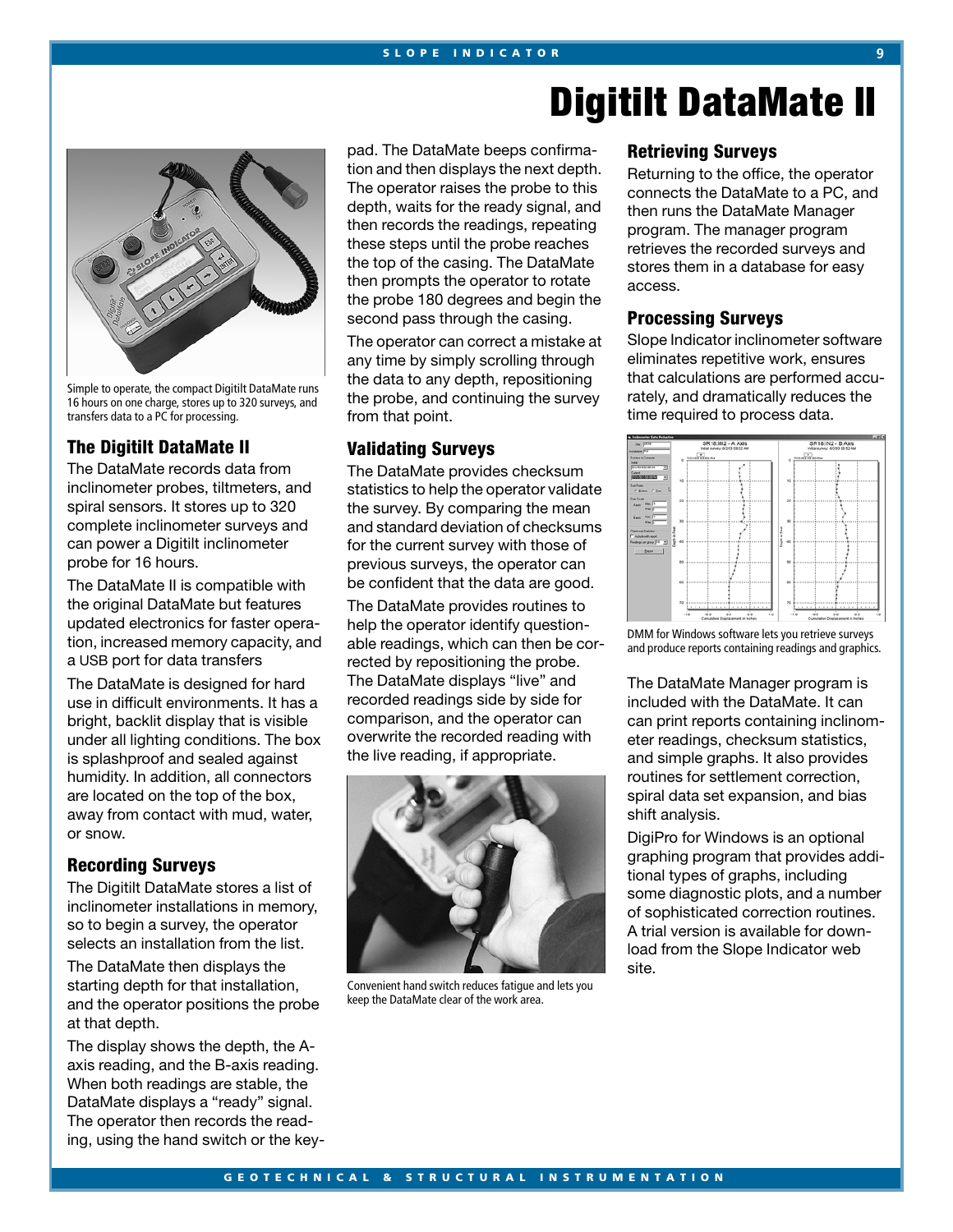# Digitilt DataMate II

Simple to operate, the compact Digitilt DataMate runs 16 hours on one charge, stores up to 320 surveys, and transfers data to a PC for processing.

## The Digitilt DataMate II

The DataMate records data from inclinometer probes, tiltmeters, and spiral sensors. It stores up to 320 complete inclinometer surveys and can power a Digitilt inclinometer probe for 16 hours.

The DataMate II is compatible with the original DataMate but features updated electronics for faster operation, increased memory capacity, and a USB port for data transfers

The DataMate is designed for hard use in difficult environments. It has a bright, backlit display that is visible under all lighting conditions. The box is splashproof and sealed against humidity. In addition, all connectors are located on the top of the box, away from contact with mud, water, or snow.

## Recording Surveys

The Digitilt DataMate stores a list of inclinometer installations in memory, so to begin a survey, the operator selects an installation from the list.

The DataMate then displays the starting depth for that installation, and the operator positions the probe at that depth.

The display shows the depth, the A-axis reading, and the B-axis reading. When both readings are stable, the DataMate displays a "ready" signal. The operator then records the reading, using the hand switch or the keypad. The DataMate beeps confirmation and then displays the next depth. The operator raises the probe to this depth, waits for the ready signal, and then records the readings, repeating these steps until the probe reaches the top of the casing. The DataMate then prompts the operator to rotate the probe 180 degrees and begin the second pass through the casing.

The operator can correct a mistake at any time by simply scrolling through the data to any depth, repositioning the probe, and continuing the survey from that point.

## Validating Surveys

The DataMate provides checksum statistics to help the operator validate the survey. By comparing the mean and standard deviation of checksums for the current survey with those of previous surveys, the operator can be confident that the data are good.

The DataMate provides routines to help the operator identify questionable readings, which can then be corrected by repositioning the probe. The DataMate displays "live" and recorded readings side by side for comparison, and the operator can overwrite the recorded reading with the live reading, if appropriate.

Convenient hand switch reduces fatigue and lets you keep the DataMate clear of the work area.

## Retrieving Surveys

Returning to the office, the operator connects the DataMate to a PC, and then runs the DataMate Manager program. The manager program retrieves the recorded surveys and stores them in a database for easy access.

## Processing Surveys

Slope Indicator inclinometer software eliminates repetitive work, ensures that calculations are performed accurately, and dramatically reduces the time required to process data.

DMM for Windows software lets you retrieve surveys and produce reports containing readings and graphics.

The DataMate Manager program is included with the DataMate. It can can print reports containing inclinometer readings, checksum statistics, and simple graphs. It also provides routines for settlement correction, spiral data set expansion, and bias shift analysis.

DigiPro for Windows is an optional graphing program that provides additional types of graphs, including some diagnostic plots, and a number of sophisticated correction routines. A trial version is available for download from the Slope Indicator web site.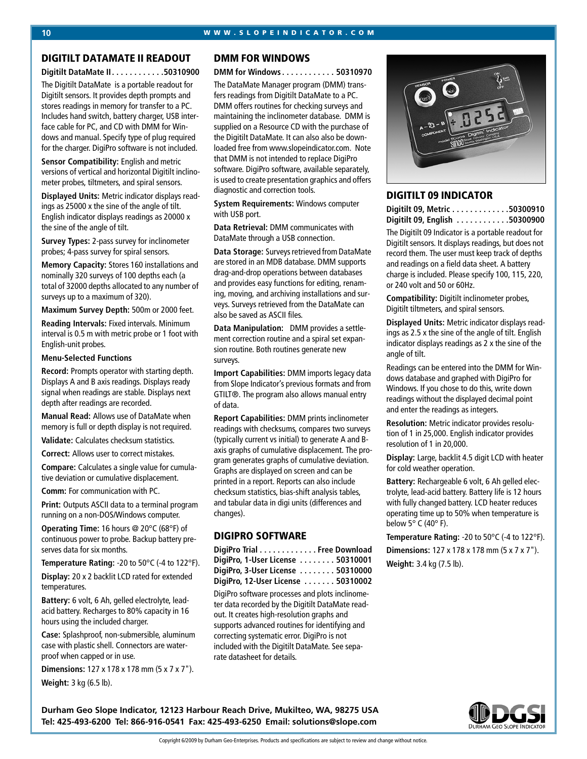## DIGITILT DATAMATE II READOUT

**Digitilt DataMate II . . . . . . . . . . . .50310900**

The Digitilt DataMate is a portable readout for Digitilt sensors. It provides depth prompts and stores readings in memory for transfer to a PC. Includes hand switch, battery charger, USB interface cable for PC, and CD with DMM for Windows and manual. Specify type of plug required for the charger. DigiPro software is not included.

**Sensor Compatibility:** English and metric versions of vertical and horizontal Digitilt inclinometer probes, tiltmeters, and spiral sensors.

**Displayed Units:** Metric indicator displays readings as 25000 x the sine of the angle of tilt. English indicator displays readings as 20000 x the sine of the angle of tilt.

**Survey Types:** 2-pass survey for inclinometer probes; 4-pass survey for spiral sensors.

**Memory Capacity:** Stores 160 installations and nominally 320 surveys of 100 depths each (a total of 32000 depths allocated to any number of surveys up to a maximum of 320).

**Maximum Survey Depth:** 500m or 2000 feet.

**Reading Intervals:** Fixed intervals. Minimum interval is 0.5 m with metric probe or 1 foot with English-unit probes.

**Menu-Selected Functions**

**Record:** Prompts operator with starting depth. Displays A and B axis readings. Displays ready signal when readings are stable. Displays next depth after readings are recorded.

**Manual Read:** Allows use of DataMate when memory is full or depth display is not required.

**Validate:** Calculates checksum statistics.

**Correct:** Allows user to correct mistakes.

**Compare:** Calculates a single value for cumulative deviation or cumulative displacement.

**Comm:** For communication with PC.

**Print:** Outputs ASCII data to a terminal program running on a non-DOS/Windows computer.

**Operating Time:** 16 hours @ 20°C (68°F) of continuous power to probe. Backup battery preserves data for six months.

**Temperature Rating:** -20 to 50°C (-4 to 122°F).

**Display:** 20 x 2 backlit LCD rated for extended temperatures.

**Battery:** 6 volt, 6 Ah, gelled electrolyte, lead-acid battery. Recharges to 80% capacity in 16 hours using the included charger.

**Case:** Splashproof, non-submersible, aluminum case with plastic shell. Connectors are waterproof when capped or in use.

**Dimensions:** 127 x 178 x 178 mm (5 x 7 x 7").

**Weight:** 3 kg (6.5 lb).

## DMM FOR WINDOWS

**DMM for Windows . . . . . . . . . . . . 50310970**

The DataMate Manager program (DMM) transfers readings from Digitilt DataMate to a PC. DMM offers routines for checking surveys and maintaining the inclinometer database. DMM is supplied on a Resource CD with the purchase of the Digitilt DataMate. It can also also be downloaded free from www.slopeindicator.com. Note that DMM is not intended to replace DigiPro software. DigiPro software, available separately, is used to create presentation graphics and offers diagnostic and correction tools.

**System Requirements:** Windows computer with USB port.

**Data Retrieval:** DMM communicates with DataMate through a USB connection.

**Data Storage:** Surveys retrieved from DataMate are stored in an MDB database. DMM supports drag-and-drop operations between databases and provides easy functions for editing, renaming, moving, and archiving installations and surveys. Surveys retrieved from the DataMate can also be saved as ASCII files.

**Data Manipulation:** DMM provides a settlement correction routine and a spiral set expansion routine. Both routines generate new surveys.

**Import Capabilities:** DMM imports legacy data from Slope Indicator's previous formats and from GTILT®. The program also allows manual entry of data.

**Report Capabilities:** DMM prints inclinometer readings with checksums, compares two surveys (typically current vs initial) to generate A and B-axis graphs of cumulative displacement. The program generates graphs of cumulative deviation. Graphs are displayed on screen and can be printed in a report. Reports can also include checksum statistics, bias-shift analysis tables, and tabular data in digi units (differences and changes).

## DIGIPRO SOFTWARE

**DigiPro Trial . . . . . . . . . . . . . Free Download**
**DigiPro, 1-User License . . . . . . . . 50310001**
**DigiPro, 3-User License . . . . . . . . 50310000**
**DigiPro, 12-User License . . . . . . . 50310002**

DigiPro software processes and plots inclinometer data recorded by the Digitilt DataMate readout. It creates high-resolution graphs and supports advanced routines for identifying and correcting systematic error. DigiPro is not included with the Digitilt DataMate. See separate datasheet for details.

## DIGITILT 09 INDICATOR

**Digitilt 09, Metric . . . . . . . . . . . . .50300910**
**Digitilt 09, English . . . . . . . . . . . .50300900**

The Digitilt 09 Indicator is a portable readout for Digitilt sensors. It displays readings, but does not record them. The user must keep track of depths and readings on a field data sheet. A battery charge is included. Please specify 100, 115, 220, or 240 volt and 50 or 60Hz.

**Compatibility:** Digitilt inclinometer probes, Digitilt tiltmeters, and spiral sensors.

**Displayed Units:** Metric indicator displays readings as 2.5 x the sine of the angle of tilt. English indicator displays readings as 2 x the sine of the angle of tilt.

Readings can be entered into the DMM for Windows database and graphed with DigiPro for Windows. If you chose to do this, write down readings without the displayed decimal point and enter the readings as integers.

**Resolution:** Metric indicator provides resolution of 1 in 25,000. English indicator provides resolution of 1 in 20,000.

**Display:** Large, backlit 4.5 digit LCD with heater for cold weather operation.

**Battery:** Rechargeable 6 volt, 6 Ah gelled electrolyte, lead-acid battery. Battery life is 12 hours with fully changed battery. LCD heater reduces operating time up to 50% when temperature is below 5° C (40° F).

**Temperature Rating:** -20 to 50°C (-4 to 122°F).

**Dimensions:** 127 x 178 x 178 mm (5 x 7 x 7").

**Weight:** 3.4 kg (7.5 lb).

**Durham Geo Slope Indicator, 12123 Harbour Reach Drive, Mukilteo, WA, 98275 USA**
**Tel: 425-493-6200 Tel: 866-916-0541 Fax: 425-493-6250 Email: solutions@slope.com**

Copyright 6/2009 by Durham Geo-Enterprises. Products and specifications are subject to review and change without notice.